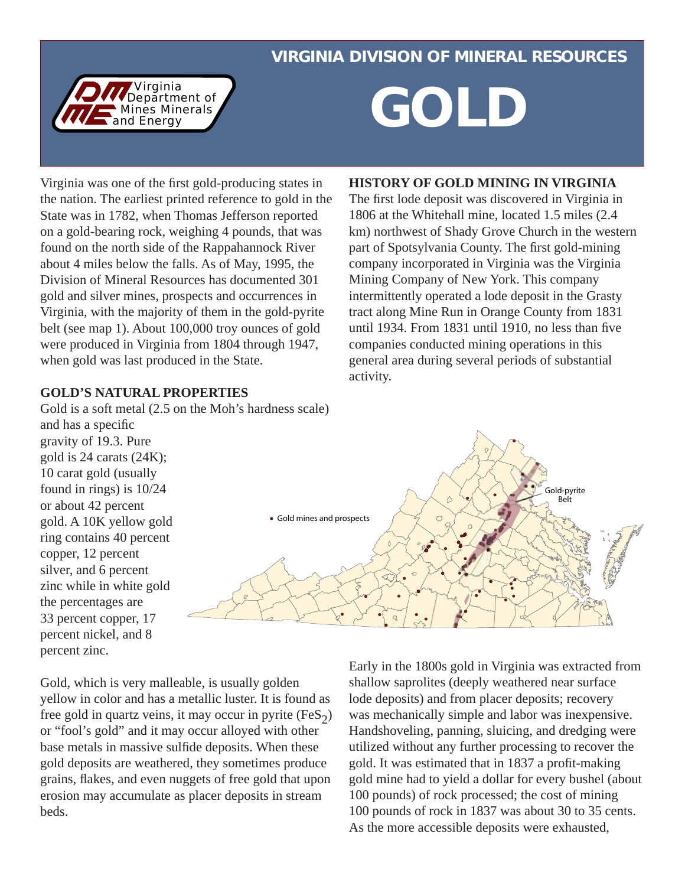VIRGINIA DIVISION OF MINERAL RESOURCES

Virginia Department of Mines Minerals and Energy

# GOLD

Virginia was one of the first gold-producing states in the nation. The earliest printed reference to gold in the State was in 1782, when Thomas Jefferson reported on a gold-bearing rock, weighing 4 pounds, that was found on the north side of the Rappahannock River about 4 miles below the falls. As of May, 1995, the Division of Mineral Resources has documented 301 gold and silver mines, prospects and occurrences in Virginia, with the majority of them in the gold-pyrite belt (see map 1). About 100,000 troy ounces of gold were produced in Virginia from 1804 through 1947, when gold was last produced in the State.

## GOLD'S NATURAL PROPERTIES

Gold is a soft metal (2.5 on the Moh's hardness scale) and has a specific gravity of 19.3. Pure gold is 24 carats (24K); 10 carat gold (usually found in rings) is 10/24 or about 42 percent gold. A 10K yellow gold ring contains 40 percent copper, 12 percent silver, and 6 percent zinc while in white gold the percentages are 33 percent copper, 17 percent nickel, and 8 percent zinc.

Gold, which is very malleable, is usually golden yellow in color and has a metallic luster. It is found as free gold in quartz veins, it may occur in pyrite ($FeS_2$) or "fool's gold" and it may occur alloyed with other base metals in massive sulfide deposits. When these gold deposits are weathered, they sometimes produce grains, flakes, and even nuggets of free gold that upon erosion may accumulate as placer deposits in stream beds.

## HISTORY OF GOLD MINING IN VIRGINIA

The first lode deposit was discovered in Virginia in 1806 at the Whitehall mine, located 1.5 miles (2.4 km) northwest of Shady Grove Church in the western part of Spotsylvania County. The first gold-mining company incorporated in Virginia was the Virginia Mining Company of New York. This company intermittently operated a lode deposit in the Grasty tract along Mine Run in Orange County from 1831 until 1934. From 1831 until 1910, no less than five companies conducted mining operations in this general area during several periods of substantial activity.

• Gold mines and prospects

Gold-pyrite Belt

Early in the 1800s gold in Virginia was extracted from shallow saprolites (deeply weathered near surface lode deposits) and from placer deposits; recovery was mechanically simple and labor was inexpensive. Handshoveling, panning, sluicing, and dredging were utilized without any further processing to recover the gold. It was estimated that in 1837 a profit-making gold mine had to yield a dollar for every bushel (about 100 pounds) of rock processed; the cost of mining 100 pounds of rock in 1837 was about 30 to 35 cents. As the more accessible deposits were exhausted,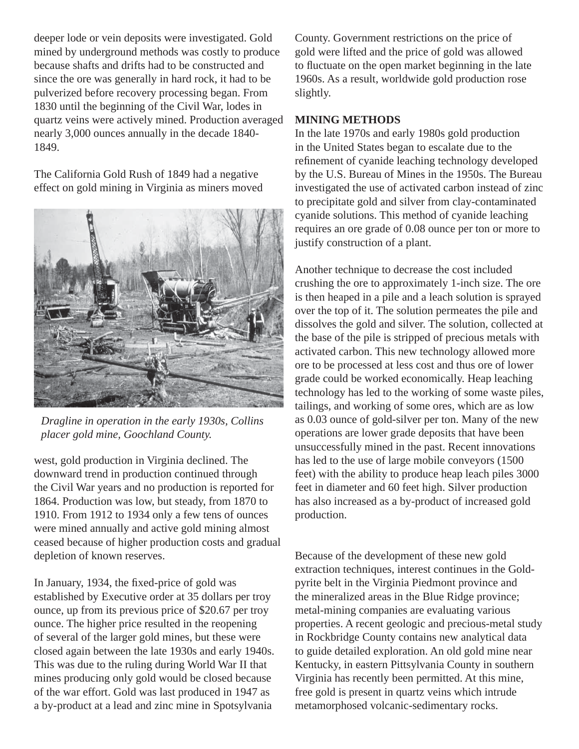deeper lode or vein deposits were investigated. Gold mined by underground methods was costly to produce because shafts and drifts had to be constructed and since the ore was generally in hard rock, it had to be pulverized before recovery processing began. From 1830 until the beginning of the Civil War, lodes in quartz veins were actively mined. Production averaged nearly 3,000 ounces annually in the decade 1840-1849.

The California Gold Rush of 1849 had a negative effect on gold mining in Virginia as miners moved west, gold production in Virginia declined. The downward trend in production continued through the Civil War years and no production is reported for 1864. Production was low, but steady, from 1870 to 1910. From 1912 to 1934 only a few tens of ounces were mined annually and active gold mining almost ceased because of higher production costs and gradual depletion of known reserves.

*Dragline in operation in the early 1930s, Collins placer gold mine, Goochland County.*

In January, 1934, the fixed-price of gold was established by Executive order at 35 dollars per troy ounce, up from its previous price of $20.67 per troy ounce. The higher price resulted in the reopening of several of the larger gold mines, but these were closed again between the late 1930s and early 1940s. This was due to the ruling during World War II that mines producing only gold would be closed because of the war effort. Gold was last produced in 1947 as a by-product at a lead and zinc mine in Spotsylvania County. Government restrictions on the price of gold were lifted and the price of gold was allowed to fluctuate on the open market beginning in the late 1960s. As a result, worldwide gold production rose slightly.

**MINING METHODS**

In the late 1970s and early 1980s gold production in the United States began to escalate due to the refinement of cyanide leaching technology developed by the U.S. Bureau of Mines in the 1950s. The Bureau investigated the use of activated carbon instead of zinc to precipitate gold and silver from clay-contaminated cyanide solutions. This method of cyanide leaching requires an ore grade of 0.08 ounce per ton or more to justify construction of a plant.

Another technique to decrease the cost included crushing the ore to approximately 1-inch size. The ore is then heaped in a pile and a leach solution is sprayed over the top of it. The solution permeates the pile and dissolves the gold and silver. The solution, collected at the base of the pile is stripped of precious metals with activated carbon. This new technology allowed more ore to be processed at less cost and thus ore of lower grade could be worked economically. Heap leaching technology has led to the working of some waste piles, tailings, and working of some ores, which are as low as 0.03 ounce of gold-silver per ton. Many of the new operations are lower grade deposits that have been unsuccessfully mined in the past. Recent innovations has led to the use of large mobile conveyors (1500 feet) with the ability to produce heap leach piles 3000 feet in diameter and 60 feet high. Silver production has also increased as a by-product of increased gold production.

Because of the development of these new gold extraction techniques, interest continues in the Gold-pyrite belt in the Virginia Piedmont province and the mineralized areas in the Blue Ridge province; metal-mining companies are evaluating various properties. A recent geologic and precious-metal study in Rockbridge County contains new analytical data to guide detailed exploration. An old gold mine near Kentucky, in eastern Pittsylvania County in southern Virginia has recently been permitted. At this mine, free gold is present in quartz veins which intrude metamorphosed volcanic-sedimentary rocks.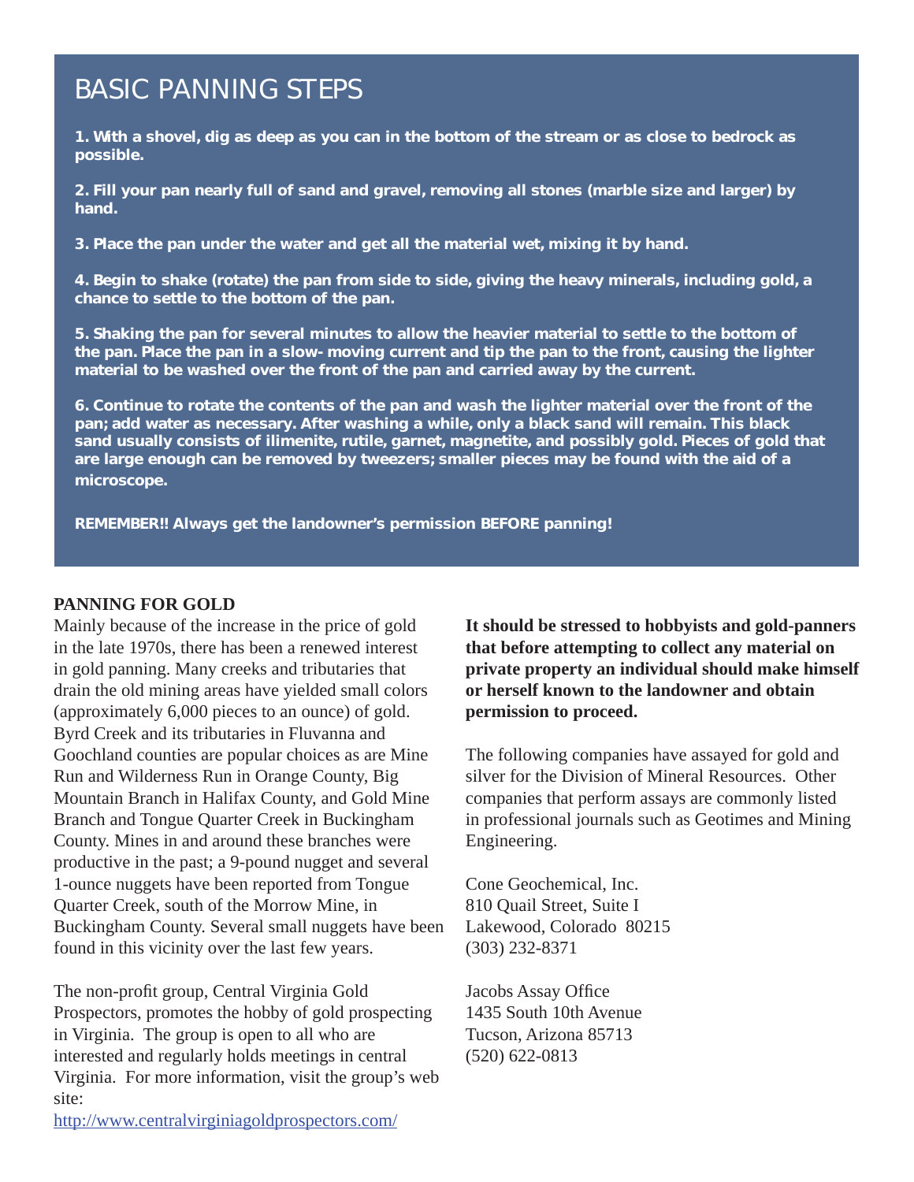## BASIC PANNING STEPS

**1. With a shovel, dig as deep as you can in the bottom of the stream or as close to bedrock as possible.**

**2. Fill your pan nearly full of sand and gravel, removing all stones (marble size and larger) by hand.**

**3. Place the pan under the water and get all the material wet, mixing it by hand.**

**4. Begin to shake (rotate) the pan from side to side, giving the heavy minerals, including gold, a chance to settle to the bottom of the pan.**

**5. Shaking the pan for several minutes to allow the heavier material to settle to the bottom of the pan. Place the pan in a slow- moving current and tip the pan to the front, causing the lighter material to be washed over the front of the pan and carried away by the current.**

**6. Continue to rotate the contents of the pan and wash the lighter material over the front of the pan; add water as necessary. After washing a while, only a black sand will remain. This black sand usually consists of ilimenite, rutile, garnet, magnetite, and possibly gold. Pieces of gold that are large enough can be removed by tweezers; smaller pieces may be found with the aid of a microscope.**

**REMEMBER!! Always get the landowner's permission BEFORE panning!**

### PANNING FOR GOLD

Mainly because of the increase in the price of gold in the late 1970s, there has been a renewed interest in gold panning. Many creeks and tributaries that drain the old mining areas have yielded small colors (approximately 6,000 pieces to an ounce) of gold. Byrd Creek and its tributaries in Fluvanna and Goochland counties are popular choices as are Mine Run and Wilderness Run in Orange County, Big Mountain Branch in Halifax County, and Gold Mine Branch and Tongue Quarter Creek in Buckingham County. Mines in and around these branches were productive in the past; a 9-pound nugget and several 1-ounce nuggets have been reported from Tongue Quarter Creek, south of the Morrow Mine, in Buckingham County. Several small nuggets have been found in this vicinity over the last few years.

The non-profit group, Central Virginia Gold Prospectors, promotes the hobby of gold prospecting in Virginia. The group is open to all who are interested and regularly holds meetings in central Virginia. For more information, visit the group's web site:
http://www.centralvirginiagoldprospectors.com/

**It should be stressed to hobbyists and gold-panners that before attempting to collect any material on private property an individual should make himself or herself known to the landowner and obtain permission to proceed.**

The following companies have assayed for gold and silver for the Division of Mineral Resources. Other companies that perform assays are commonly listed in professional journals such as Geotimes and Mining Engineering.

Cone Geochemical, Inc.
810 Quail Street, Suite I
Lakewood, Colorado 80215
(303) 232-8371

Jacobs Assay Office
1435 South 10th Avenue
Tucson, Arizona 85713
(520) 622-0813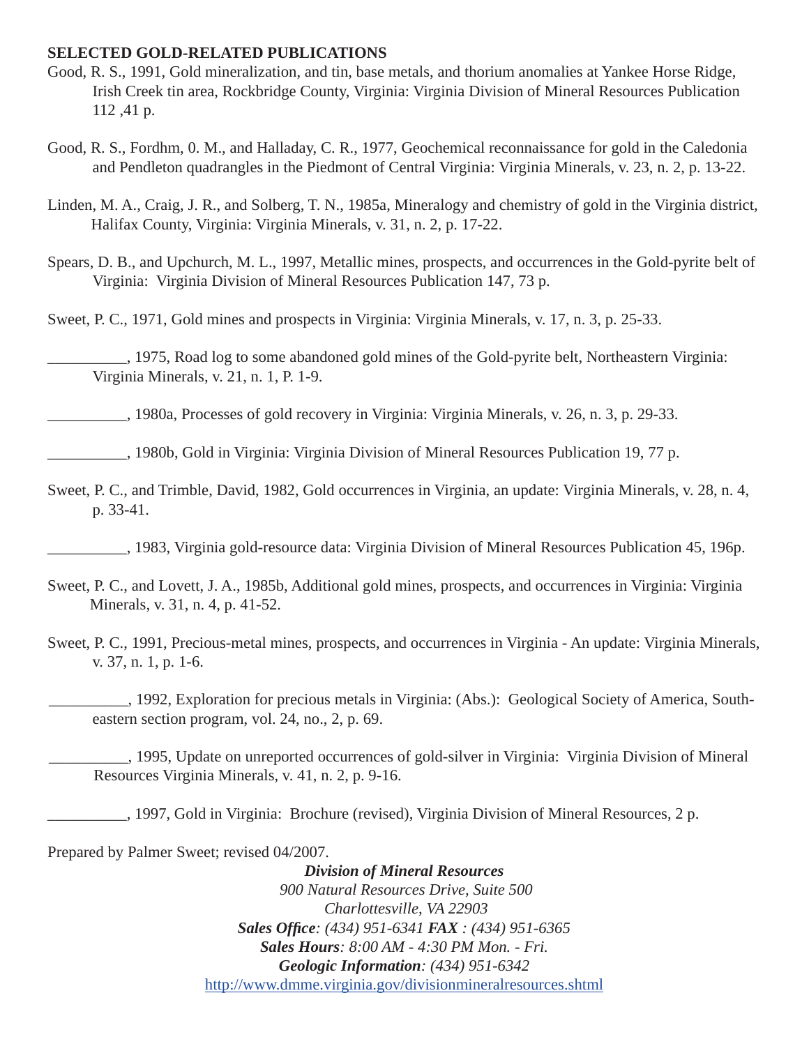**SELECTED GOLD-RELATED PUBLICATIONS**

Good, R. S., 1991, Gold mineralization, and tin, base metals, and thorium anomalies at Yankee Horse Ridge, Irish Creek tin area, Rockbridge County, Virginia: Virginia Division of Mineral Resources Publication 112 ,41 p.

Good, R. S., Fordhm, 0. M., and Halladay, C. R., 1977, Geochemical reconnaissance for gold in the Caledonia and Pendleton quadrangles in the Piedmont of Central Virginia: Virginia Minerals, v. 23, n. 2, p. 13-22.

Linden, M. A., Craig, J. R., and Solberg, T. N., 1985a, Mineralogy and chemistry of gold in the Virginia district, Halifax County, Virginia: Virginia Minerals, v. 31, n. 2, p. 17-22.

Spears, D. B., and Upchurch, M. L., 1997, Metallic mines, prospects, and occurrences in the Gold-pyrite belt of Virginia: Virginia Division of Mineral Resources Publication 147, 73 p.

Sweet, P. C., 1971, Gold mines and prospects in Virginia: Virginia Minerals, v. 17, n. 3, p. 25-33.

__________, 1975, Road log to some abandoned gold mines of the Gold-pyrite belt, Northeastern Virginia: Virginia Minerals, v. 21, n. 1, P. 1-9.

__________, 1980a, Processes of gold recovery in Virginia: Virginia Minerals, v. 26, n. 3, p. 29-33.

__________, 1980b, Gold in Virginia: Virginia Division of Mineral Resources Publication 19, 77 p.

Sweet, P. C., and Trimble, David, 1982, Gold occurrences in Virginia, an update: Virginia Minerals, v. 28, n. 4, p. 33-41.

__________, 1983, Virginia gold-resource data: Virginia Division of Mineral Resources Publication 45, 196p.

Sweet, P. C., and Lovett, J. A., 1985b, Additional gold mines, prospects, and occurrences in Virginia: Virginia Minerals, v. 31, n. 4, p. 41-52.

Sweet, P. C., 1991, Precious-metal mines, prospects, and occurrences in Virginia - An update: Virginia Minerals, v. 37, n. 1, p. 1-6.

__________, 1992, Exploration for precious metals in Virginia: (Abs.): Geological Society of America, Southeastern section program, vol. 24, no., 2, p. 69.

__________, 1995, Update on unreported occurrences of gold-silver in Virginia: Virginia Division of Mineral Resources Virginia Minerals, v. 41, n. 2, p. 9-16.

__________, 1997, Gold in Virginia: Brochure (revised), Virginia Division of Mineral Resources, 2 p.

Prepared by Palmer Sweet; revised 04/2007.

***Division of Mineral Resources***
*900 Natural Resources Drive, Suite 500*
*Charlottesville, VA 22903*
***Sales Office**: (434) 951-6341 **FAX** : (434) 951-6365*
***Sales Hours**: 8:00 AM - 4:30 PM Mon. - Fri.*
***Geologic Information**: (434) 951-6342*
http://www.dmme.virginia.gov/divisionmineralresources.shtml